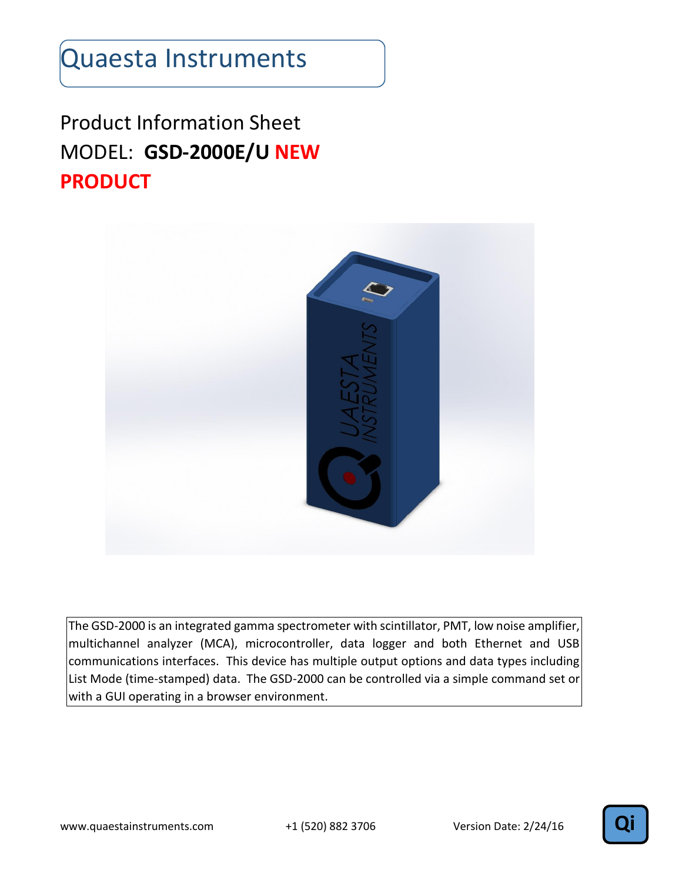# Quaesta Instruments

## Product Information Sheet

## MODEL: **GSD-2000E/U NEW PRODUCT**

The GSD-2000 is an integrated gamma spectrometer with scintillator, PMT, low noise amplifier, multichannel analyzer (MCA), microcontroller, data logger and both Ethernet and USB communications interfaces. This device has multiple output options and data types including List Mode (time-stamped) data. The GSD-2000 can be controlled via a simple command set or with a GUI operating in a browser environment.

www.quaestainstruments.com +1 (520) 882 3706 Version Date: 2/24/16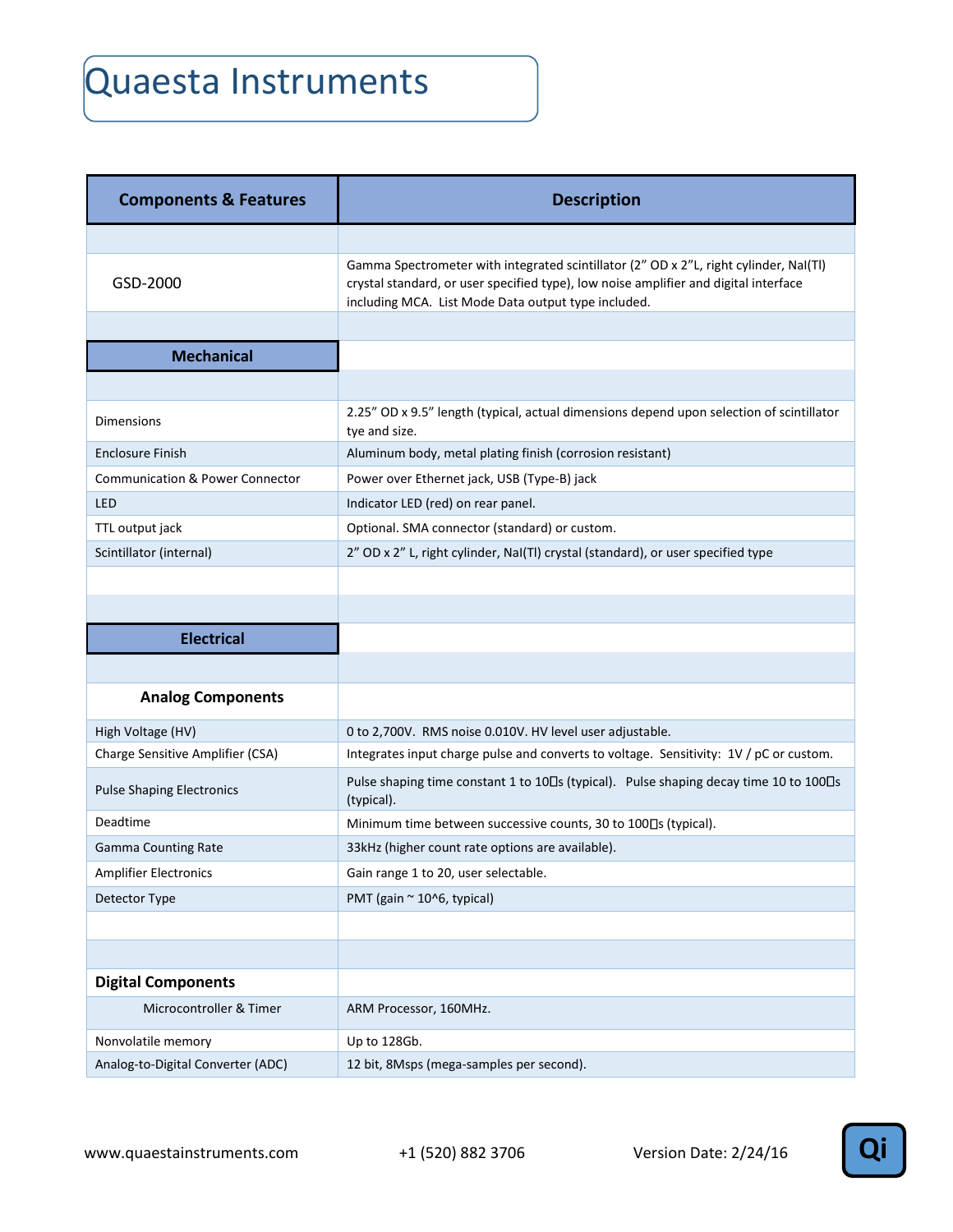# Quaesta Instruments

| Components & Features | Description |
|---|---|
| | |
| GSD-2000 | Gamma Spectrometer with integrated scintillator (2” OD x 2”L, right cylinder, NaI(Tl) crystal standard, or user specified type), low noise amplifier and digital interface including MCA. List Mode Data output type included. |
| | |
| **Mechanical** | |
| | |
| Dimensions | 2.25” OD x 9.5” length (typical, actual dimensions depend upon selection of scintillator tye and size. |
| Enclosure Finish | Aluminum body, metal plating finish (corrosion resistant) |
| Communication & Power Connector | Power over Ethernet jack, USB (Type-B) jack |
| LED | Indicator LED (red) on rear panel. |
| TTL output jack | Optional. SMA connector (standard) or custom. |
| Scintillator (internal) | 2” OD x 2” L, right cylinder, NaI(Tl) crystal (standard), or user specified type |
| | |
| | |
| **Electrical** | |
| | |
| **Analog Components** | |
| High Voltage (HV) | 0 to 2,700V. RMS noise 0.010V. HV level user adjustable. |
| Charge Sensitive Amplifier (CSA) | Integrates input charge pulse and converts to voltage. Sensitivity: 1V / pC or custom. |
| Pulse Shaping Electronics | Pulse shaping time constant 1 to 10□s (typical). Pulse shaping decay time 10 to 100□s (typical). |
| Deadtime | Minimum time between successive counts, 30 to 100□s (typical). |
| Gamma Counting Rate | 33kHz (higher count rate options are available). |
| Amplifier Electronics | Gain range 1 to 20, user selectable. |
| Detector Type | PMT (gain ~ 10^6, typical) |
| | |
| | |
| **Digital Components** | |
| Microcontroller & Timer | ARM Processor, 160MHz. |
| Nonvolatile memory | Up to 128Gb. |
| Analog-to-Digital Converter (ADC) | 12 bit, 8Msps (mega-samples per second). |

www.quaestainstruments.com +1 (520) 882 3706 Version Date: 2/24/16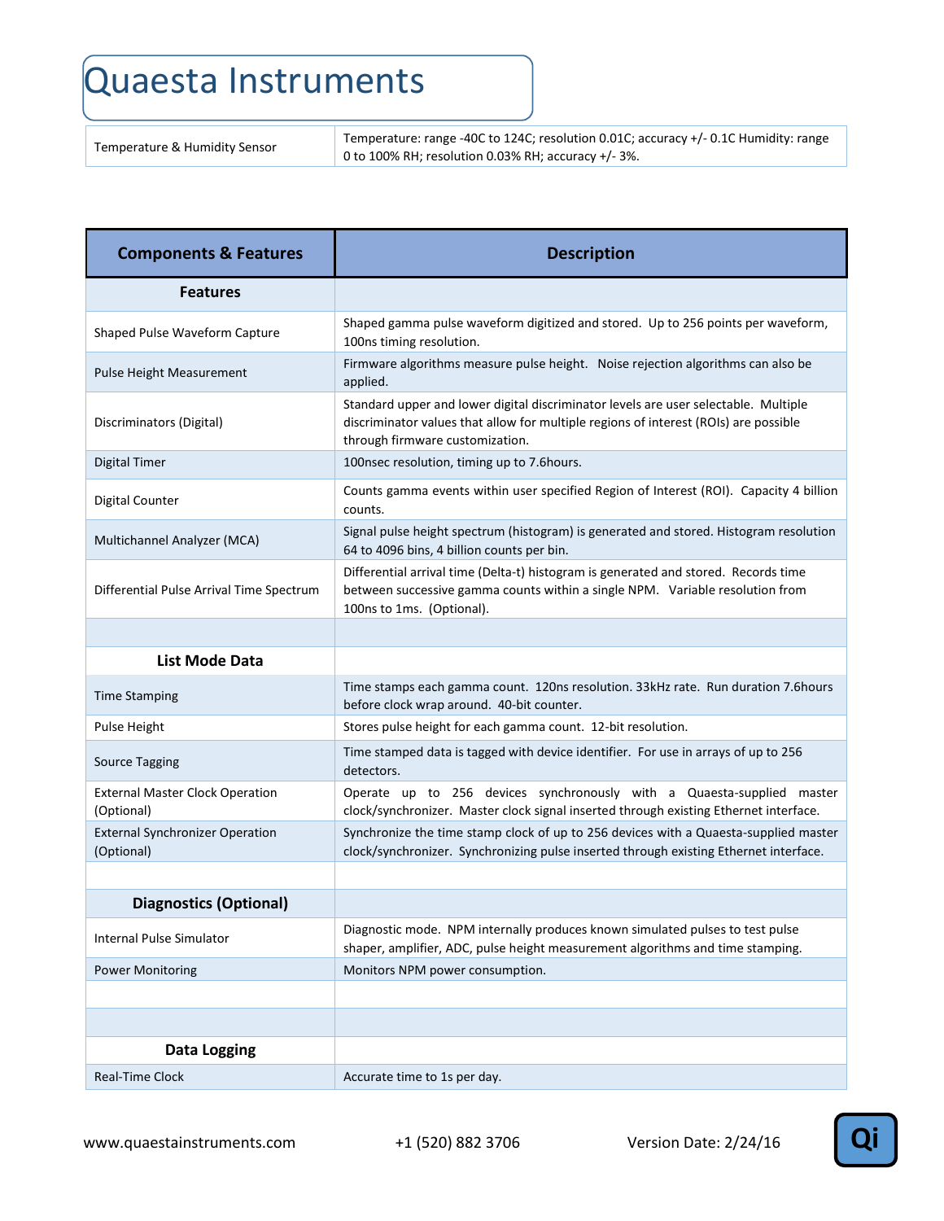| Temperature & Humidity Sensor | Temperature: range -40C to 124C; resolution 0.01C; accuracy +/- 0.1C Humidity: range 0 to 100% RH; resolution 0.03% RH; accuracy +/- 3%. |
|---|---|

| Components & Features | Description |
|---|---|
| **Features** | |
| Shaped Pulse Waveform Capture | Shaped gamma pulse waveform digitized and stored. Up to 256 points per waveform, 100ns timing resolution. |
| Pulse Height Measurement | Firmware algorithms measure pulse height. Noise rejection algorithms can also be applied. |
| Discriminators (Digital) | Standard upper and lower digital discriminator levels are user selectable. Multiple discriminator values that allow for multiple regions of interest (ROIs) are possible through firmware customization. |
| Digital Timer | 100nsec resolution, timing up to 7.6hours. |
| Digital Counter | Counts gamma events within user specified Region of Interest (ROI). Capacity 4 billion counts. |
| Multichannel Analyzer (MCA) | Signal pulse height spectrum (histogram) is generated and stored. Histogram resolution 64 to 4096 bins, 4 billion counts per bin. |
| Differential Pulse Arrival Time Spectrum | Differential arrival time (Delta-t) histogram is generated and stored. Records time between successive gamma counts within a single NPM. Variable resolution from 100ns to 1ms. (Optional). |
| | |
| **List Mode Data** | |
| Time Stamping | Time stamps each gamma count. 120ns resolution. 33kHz rate. Run duration 7.6hours before clock wrap around. 40-bit counter. |
| Pulse Height | Stores pulse height for each gamma count. 12-bit resolution. |
| Source Tagging | Time stamped data is tagged with device identifier. For use in arrays of up to 256 detectors. |
| External Master Clock Operation (Optional) | Operate up to 256 devices synchronously with a Quaesta-supplied master clock/synchronizer. Master clock signal inserted through existing Ethernet interface. |
| External Synchronizer Operation (Optional) | Synchronize the time stamp clock of up to 256 devices with a Quaesta-supplied master clock/synchronizer. Synchronizing pulse inserted through existing Ethernet interface. |
| | |
| **Diagnostics (Optional)** | |
| Internal Pulse Simulator | Diagnostic mode. NPM internally produces known simulated pulses to test pulse shaper, amplifier, ADC, pulse height measurement algorithms and time stamping. |
| Power Monitoring | Monitors NPM power consumption. |
| | |
| | |
| **Data Logging** | |
| Real-Time Clock | Accurate time to 1s per day. |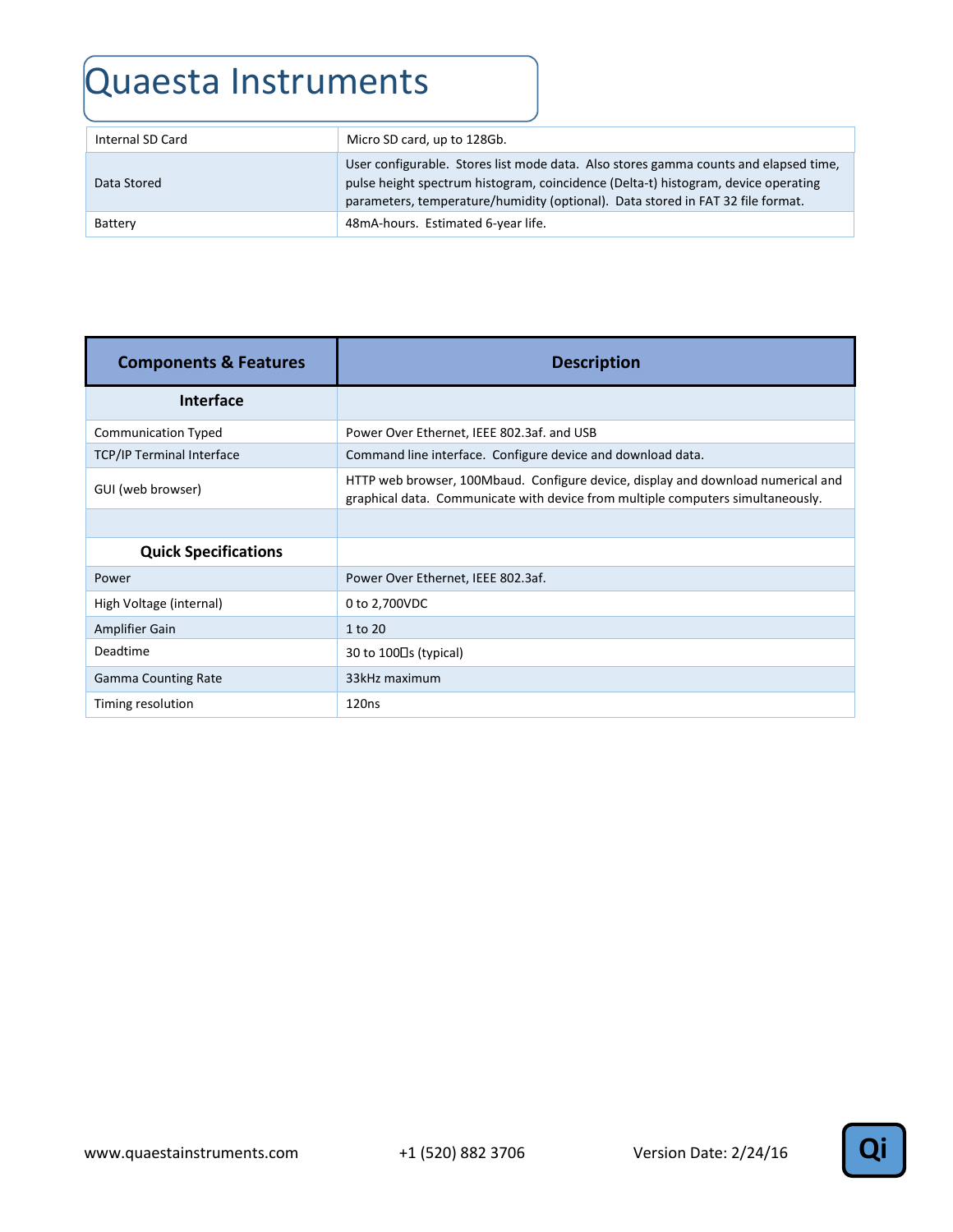# Quaesta Instruments

| | |
|---|---|
| Internal SD Card | Micro SD card, up to 128Gb. |
| Data Stored | User configurable. Stores list mode data. Also stores gamma counts and elapsed time, pulse height spectrum histogram, coincidence (Delta-t) histogram, device operating parameters, temperature/humidity (optional). Data stored in FAT 32 file format. |
| Battery | 48mA-hours. Estimated 6-year life. |

| Components & Features | Description |
|---|---|
| **Interface** | |
| Communication Typed | Power Over Ethernet, IEEE 802.3af. and USB |
| TCP/IP Terminal Interface | Command line interface. Configure device and download data. |
| GUI (web browser) | HTTP web browser, 100Mbaud. Configure device, display and download numerical and graphical data. Communicate with device from multiple computers simultaneously. |
| | |
| **Quick Specifications** | |
| Power | Power Over Ethernet, IEEE 802.3af. |
| High Voltage (internal) | 0 to 2,700VDC |
| Amplifier Gain | 1 to 20 |
| Deadtime | 30 to 100μs (typical) |
| Gamma Counting Rate | 33kHz maximum |
| Timing resolution | 120ns |